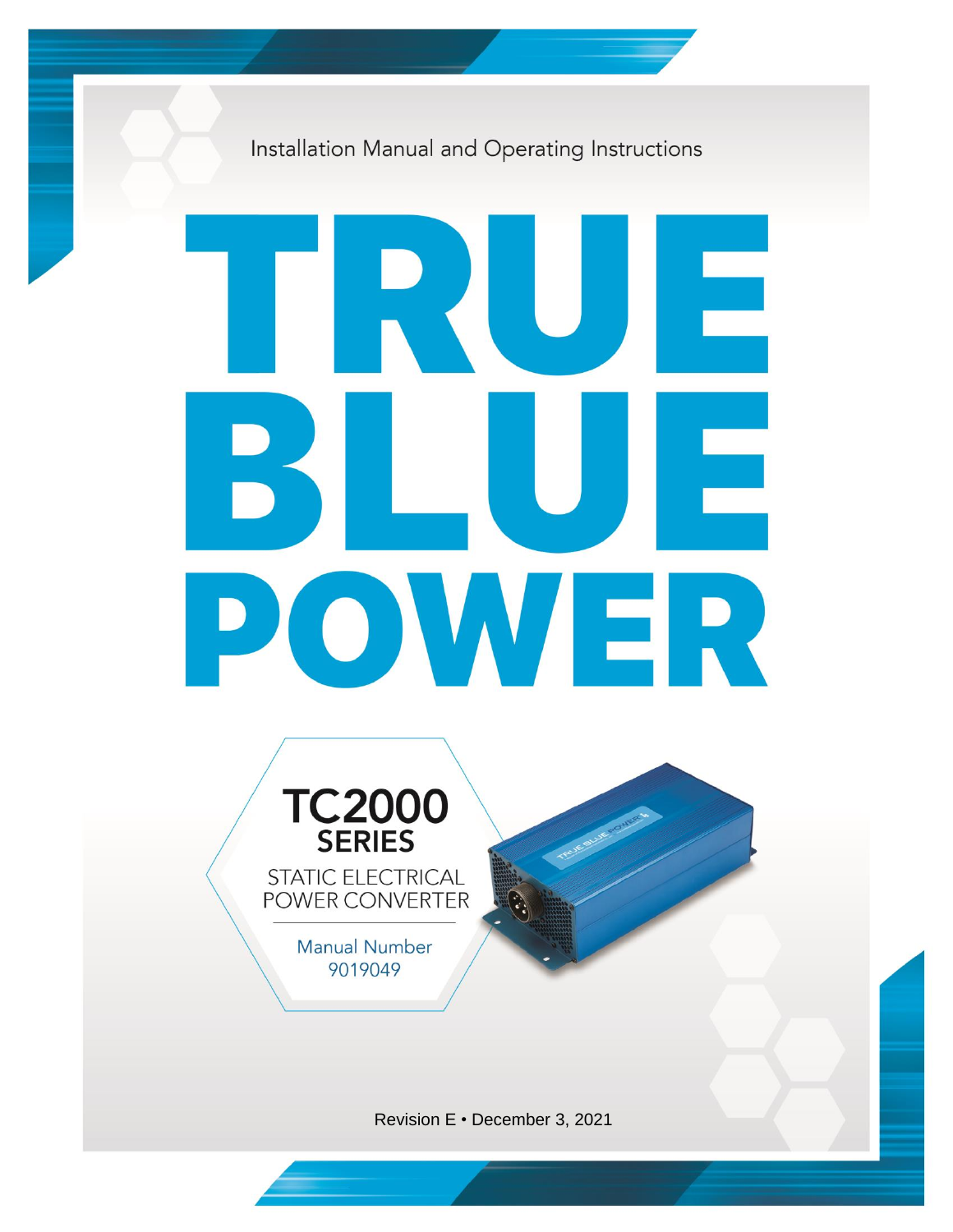Installation Manual and Operating Instructions

# TRUE BLUE POWER

## TC2000 SERIES

STATIC ELECTRICAL POWER CONVERTER

Manual Number 9019049

Revision E • December 3, 2021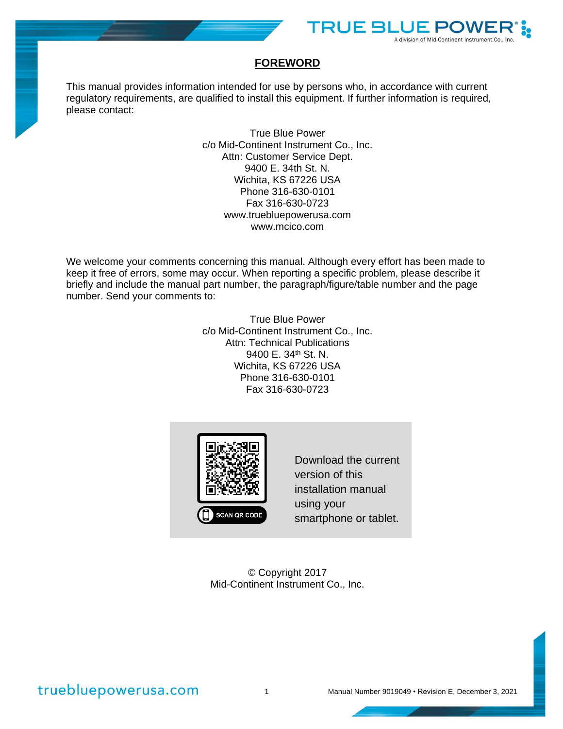## FOREWORD

This manual provides information intended for use by persons who, in accordance with current regulatory requirements, are qualified to install this equipment. If further information is required, please contact:

True Blue Power
c/o Mid-Continent Instrument Co., Inc.
Attn: Customer Service Dept.
9400 E. 34th St. N.
Wichita, KS 67226 USA
Phone 316-630-0101
Fax 316-630-0723
www.truebluepowerusa.com
www.mcico.com

We welcome your comments concerning this manual. Although every effort has been made to keep it free of errors, some may occur. When reporting a specific problem, please describe it briefly and include the manual part number, the paragraph/figure/table number and the page number. Send your comments to:

True Blue Power
c/o Mid-Continent Instrument Co., Inc.
Attn: Technical Publications
9400 E. 34th St. N.
Wichita, KS 67226 USA
Phone 316-630-0101
Fax 316-630-0723

SCAN QR CODE

Download the current version of this installation manual using your smartphone or tablet.

© Copyright 2017
Mid-Continent Instrument Co., Inc.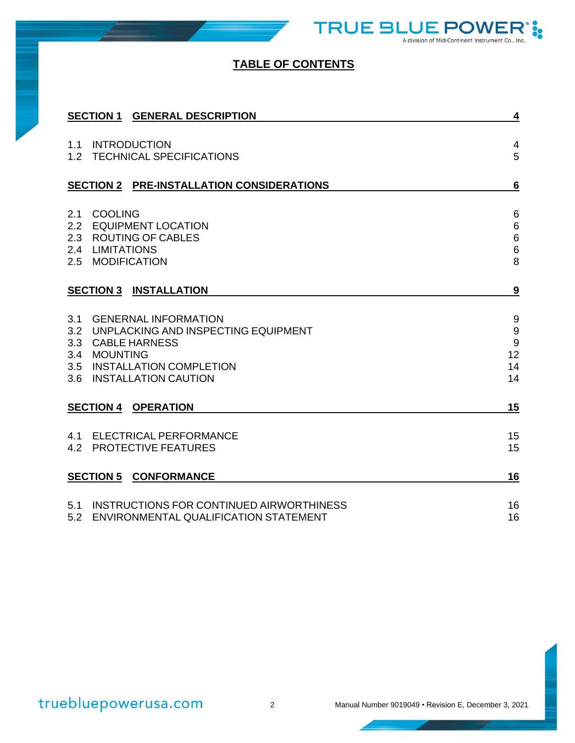# TABLE OF CONTENTS

| | | |
|---|---|---|
| **SECTION 1** | **GENERAL DESCRIPTION** | **4** |
| 1.1 | INTRODUCTION | 4 |
| 1.2 | TECHNICAL SPECIFICATIONS | 5 |
| **SECTION 2** | **PRE-INSTALLATION CONSIDERATIONS** | **6** |
| 2.1 | COOLING | 6 |
| 2.2 | EQUIPMENT LOCATION | 6 |
| 2.3 | ROUTING OF CABLES | 6 |
| 2.4 | LIMITATIONS | 6 |
| 2.5 | MODIFICATION | 8 |
| **SECTION 3** | **INSTALLATION** | **9** |
| 3.1 | GENERNAL INFORMATION | 9 |
| 3.2 | UNPLACKING AND INSPECTING EQUIPMENT | 9 |
| 3.3 | CABLE HARNESS | 9 |
| 3.4 | MOUNTING | 12 |
| 3.5 | INSTALLATION COMPLETION | 14 |
| 3.6 | INSTALLATION CAUTION | 14 |
| **SECTION 4** | **OPERATION** | **15** |
| 4.1 | ELECTRICAL PERFORMANCE | 15 |
| 4.2 | PROTECTIVE FEATURES | 15 |
| **SECTION 5** | **CONFORMANCE** | **16** |
| 5.1 | INSTRUCTIONS FOR CONTINUED AIRWORTHINESS | 16 |
| 5.2 | ENVIRONMENTAL QUALIFICATION STATEMENT | 16 |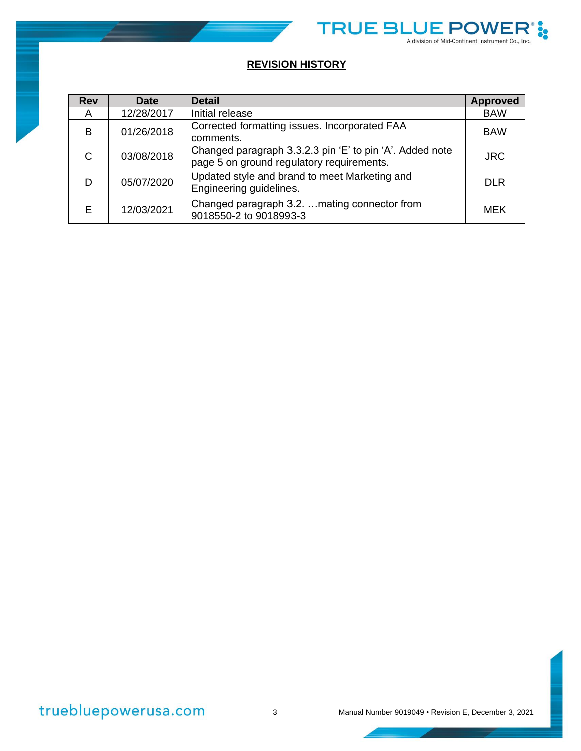## REVISION HISTORY

| Rev | Date | Detail | Approved |
|---|---|---|---|
| A | 12/28/2017 | Initial release | BAW |
| B | 01/26/2018 | Corrected formatting issues. Incorporated FAA comments. | BAW |
| C | 03/08/2018 | Changed paragraph 3.3.2.3 pin 'E' to pin 'A'. Added note page 5 on ground regulatory requirements. | JRC |
| D | 05/07/2020 | Updated style and brand to meet Marketing and Engineering guidelines. | DLR |
| E | 12/03/2021 | Changed paragraph 3.2. …mating connector from 9018550-2 to 9018993-3 | MEK |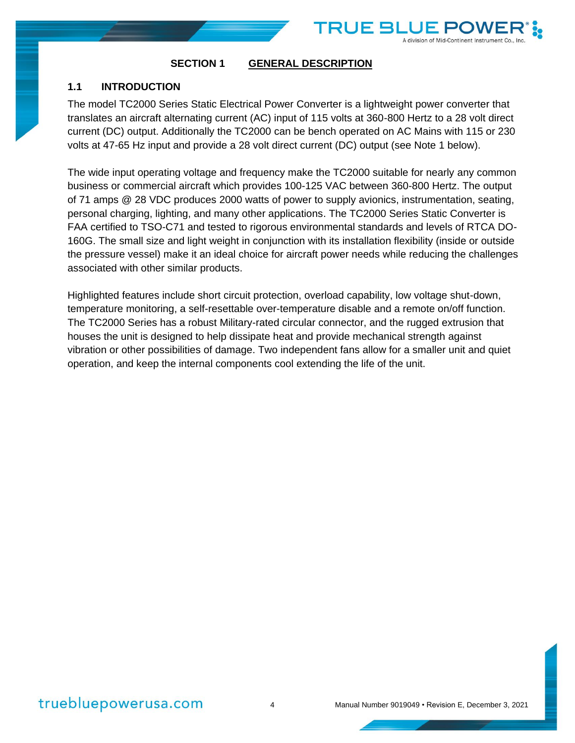# SECTION 1 GENERAL DESCRIPTION

## 1.1 INTRODUCTION

The model TC2000 Series Static Electrical Power Converter is a lightweight power converter that translates an aircraft alternating current (AC) input of 115 volts at 360-800 Hertz to a 28 volt direct current (DC) output. Additionally the TC2000 can be bench operated on AC Mains with 115 or 230 volts at 47-65 Hz input and provide a 28 volt direct current (DC) output (see Note 1 below).

The wide input operating voltage and frequency make the TC2000 suitable for nearly any common business or commercial aircraft which provides 100-125 VAC between 360-800 Hertz. The output of 71 amps @ 28 VDC produces 2000 watts of power to supply avionics, instrumentation, seating, personal charging, lighting, and many other applications. The TC2000 Series Static Converter is FAA certified to TSO-C71 and tested to rigorous environmental standards and levels of RTCA DO-160G. The small size and light weight in conjunction with its installation flexibility (inside or outside the pressure vessel) make it an ideal choice for aircraft power needs while reducing the challenges associated with other similar products.

Highlighted features include short circuit protection, overload capability, low voltage shut-down, temperature monitoring, a self-resettable over-temperature disable and a remote on/off function. The TC2000 Series has a robust Military-rated circular connector, and the rugged extrusion that houses the unit is designed to help dissipate heat and provide mechanical strength against vibration or other possibilities of damage. Two independent fans allow for a smaller unit and quiet operation, and keep the internal components cool extending the life of the unit.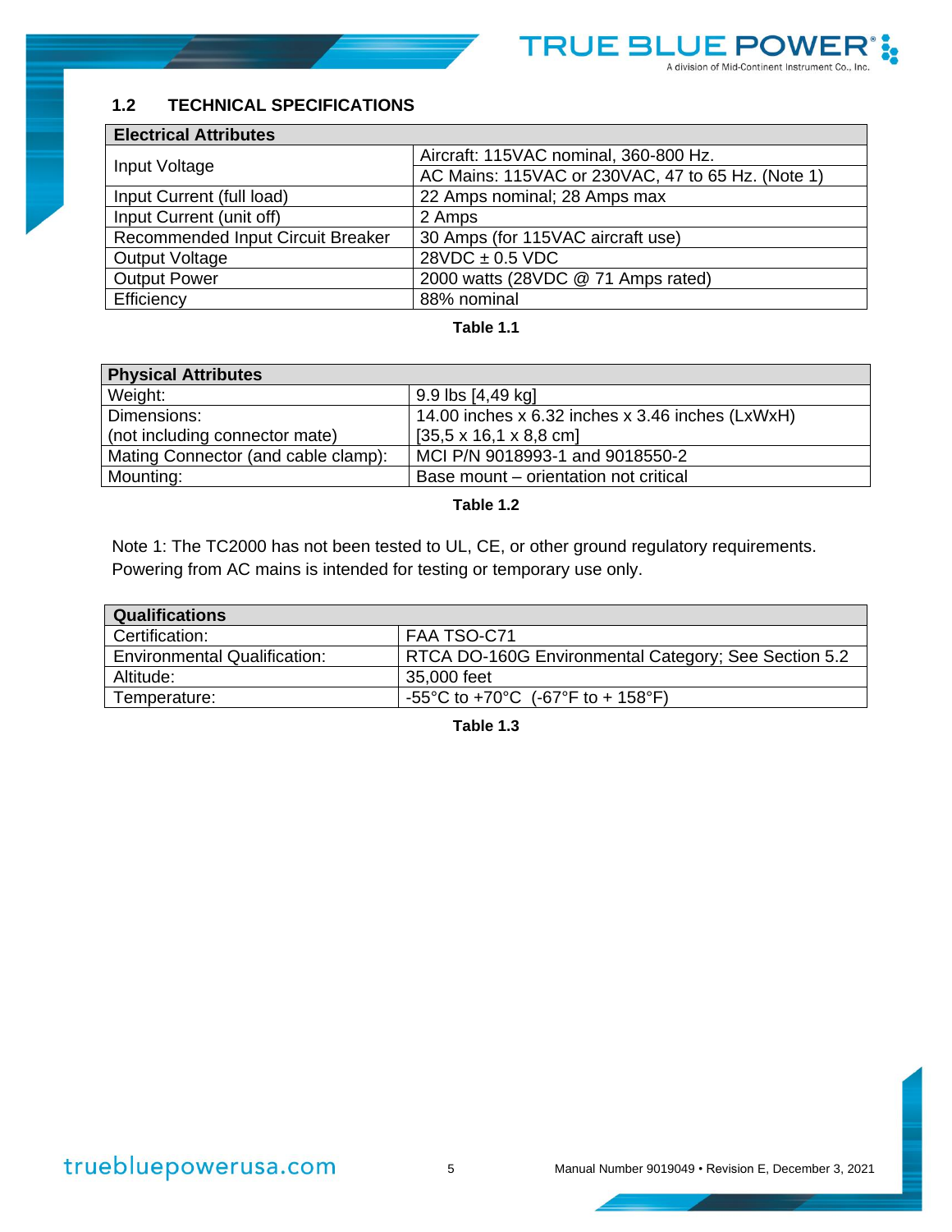## 1.2 TECHNICAL SPECIFICATIONS

| Electrical Attributes | |
|---|---|
| Input Voltage | Aircraft: 115VAC nominal, 360-800 Hz. |
| | AC Mains: 115VAC or 230VAC, 47 to 65 Hz. (Note 1) |
| Input Current (full load) | 22 Amps nominal; 28 Amps max |
| Input Current (unit off) | 2 Amps |
| Recommended Input Circuit Breaker | 30 Amps (for 115VAC aircraft use) |
| Output Voltage | 28VDC ± 0.5 VDC |
| Output Power | 2000 watts (28VDC @ 71 Amps rated) |
| Efficiency | 88% nominal |

**Table 1.1**

| Physical Attributes | |
|---|---|
| Weight: | 9.9 lbs [4,49 kg] |
| Dimensions:<br>(not including connector mate) | 14.00 inches x 6.32 inches x 3.46 inches (LxWxH)<br>[35,5 x 16,1 x 8,8 cm] |
| Mating Connector (and cable clamp): | MCI P/N 9018993-1 and 9018550-2 |
| Mounting: | Base mount – orientation not critical |

**Table 1.2**

Note 1: The TC2000 has not been tested to UL, CE, or other ground regulatory requirements. Powering from AC mains is intended for testing or temporary use only.

| Qualifications | |
|---|---|
| Certification: | FAA TSO-C71 |
| Environmental Qualification: | RTCA DO-160G Environmental Category; See Section 5.2 |
| Altitude: | 35,000 feet |
| Temperature: | -55°C to +70°C (-67°F to + 158°F) |

**Table 1.3**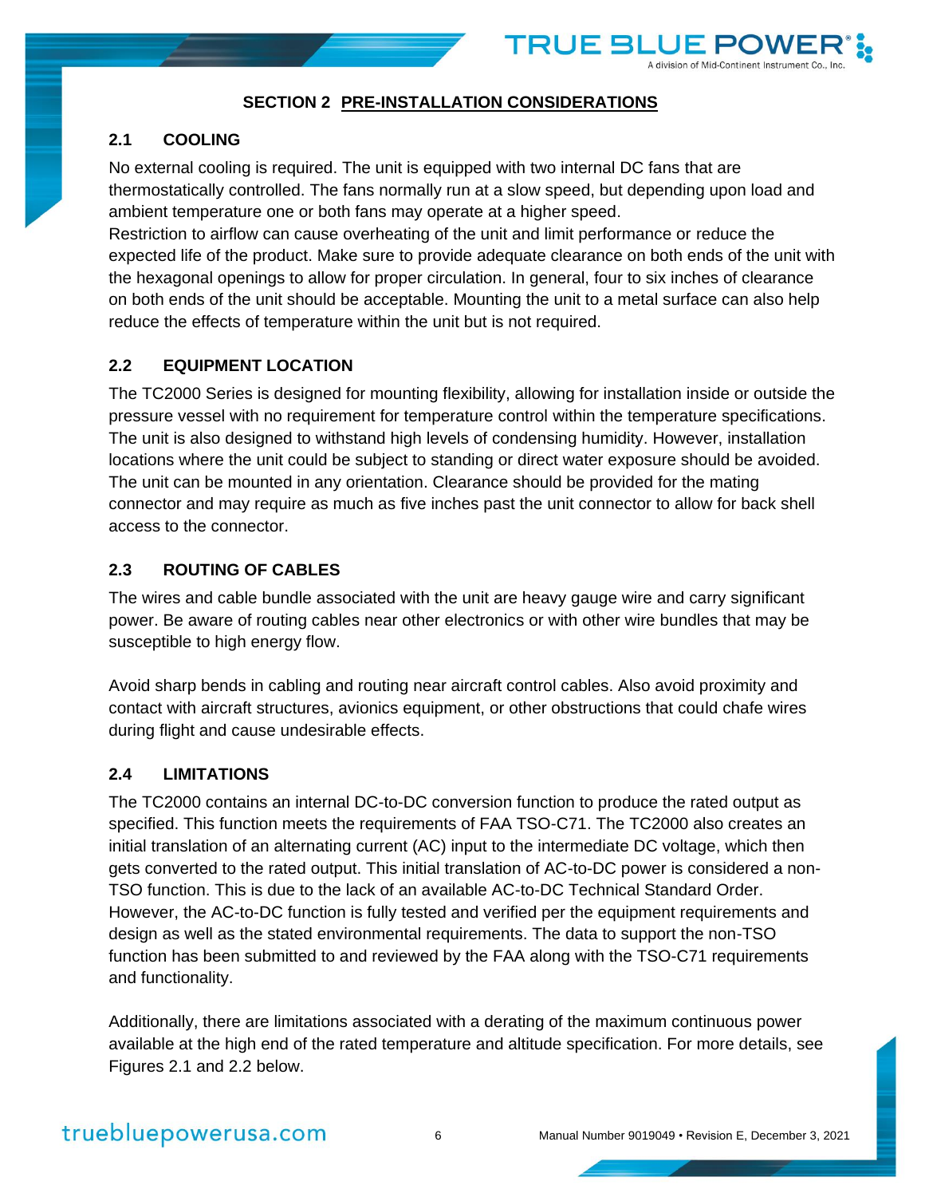# SECTION 2 PRE-INSTALLATION CONSIDERATIONS

## 2.1 COOLING

No external cooling is required. The unit is equipped with two internal DC fans that are thermostatically controlled. The fans normally run at a slow speed, but depending upon load and ambient temperature one or both fans may operate at a higher speed.
Restriction to airflow can cause overheating of the unit and limit performance or reduce the expected life of the product. Make sure to provide adequate clearance on both ends of the unit with the hexagonal openings to allow for proper circulation. In general, four to six inches of clearance on both ends of the unit should be acceptable. Mounting the unit to a metal surface can also help reduce the effects of temperature within the unit but is not required.

## 2.2 EQUIPMENT LOCATION

The TC2000 Series is designed for mounting flexibility, allowing for installation inside or outside the pressure vessel with no requirement for temperature control within the temperature specifications. The unit is also designed to withstand high levels of condensing humidity. However, installation locations where the unit could be subject to standing or direct water exposure should be avoided. The unit can be mounted in any orientation. Clearance should be provided for the mating connector and may require as much as five inches past the unit connector to allow for back shell access to the connector.

## 2.3 ROUTING OF CABLES

The wires and cable bundle associated with the unit are heavy gauge wire and carry significant power. Be aware of routing cables near other electronics or with other wire bundles that may be susceptible to high energy flow.

Avoid sharp bends in cabling and routing near aircraft control cables. Also avoid proximity and contact with aircraft structures, avionics equipment, or other obstructions that could chafe wires during flight and cause undesirable effects.

## 2.4 LIMITATIONS

The TC2000 contains an internal DC-to-DC conversion function to produce the rated output as specified. This function meets the requirements of FAA TSO-C71. The TC2000 also creates an initial translation of an alternating current (AC) input to the intermediate DC voltage, which then gets converted to the rated output. This initial translation of AC-to-DC power is considered a non-TSO function. This is due to the lack of an available AC-to-DC Technical Standard Order. However, the AC-to-DC function is fully tested and verified per the equipment requirements and design as well as the stated environmental requirements. The data to support the non-TSO function has been submitted to and reviewed by the FAA along with the TSO-C71 requirements and functionality.

Additionally, there are limitations associated with a derating of the maximum continuous power available at the high end of the rated temperature and altitude specification. For more details, see Figures 2.1 and 2.2 below.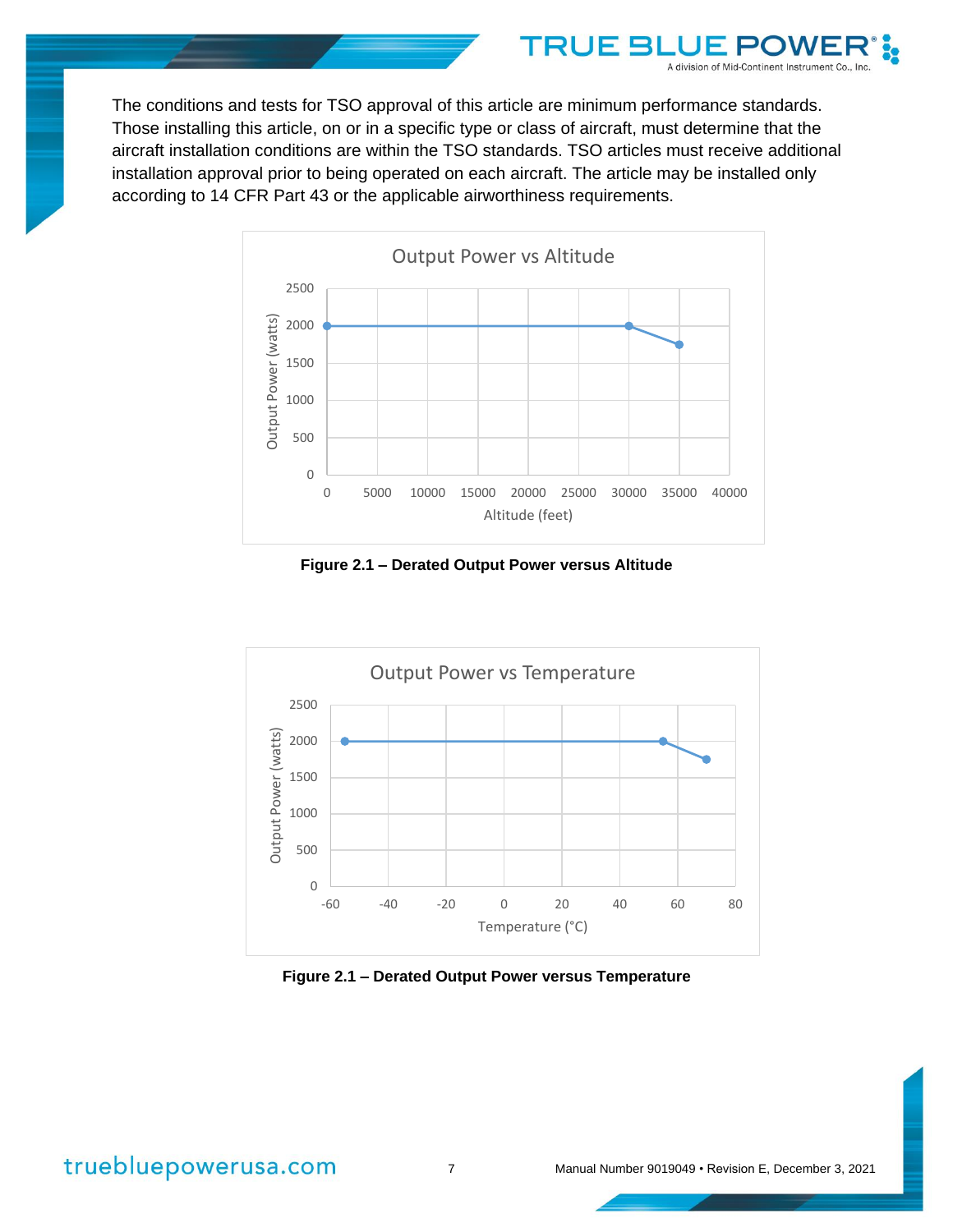The conditions and tests for TSO approval of this article are minimum performance standards. Those installing this article, on or in a specific type or class of aircraft, must determine that the aircraft installation conditions are within the TSO standards. TSO articles must receive additional installation approval prior to being operated on each aircraft. The article may be installed only according to 14 CFR Part 43 or the applicable airworthiness requirements.

**Figure 2.1 – Derated Output Power versus Altitude**

**Figure 2.1 – Derated Output Power versus Temperature**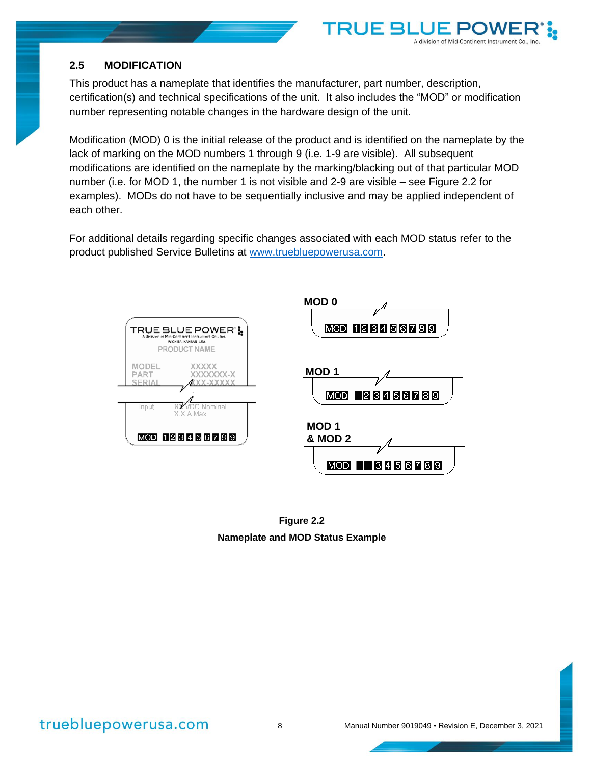## 2.5 MODIFICATION

This product has a nameplate that identifies the manufacturer, part number, description, certification(s) and technical specifications of the unit. It also includes the "MOD" or modification number representing notable changes in the hardware design of the unit.

Modification (MOD) 0 is the initial release of the product and is identified on the nameplate by the lack of marking on the MOD numbers 1 through 9 (i.e. 1-9 are visible). All subsequent modifications are identified on the nameplate by the marking/blacking out of that particular MOD number (i.e. for MOD 1, the number 1 is not visible and 2-9 are visible – see Figure 2.2 for examples). MODs do not have to be sequentially inclusive and may be applied independent of each other.

For additional details regarding specific changes associated with each MOD status refer to the product published Service Bulletins at www.truebluepowerusa.com.

**Figure 2.2**

**Nameplate and MOD Status Example**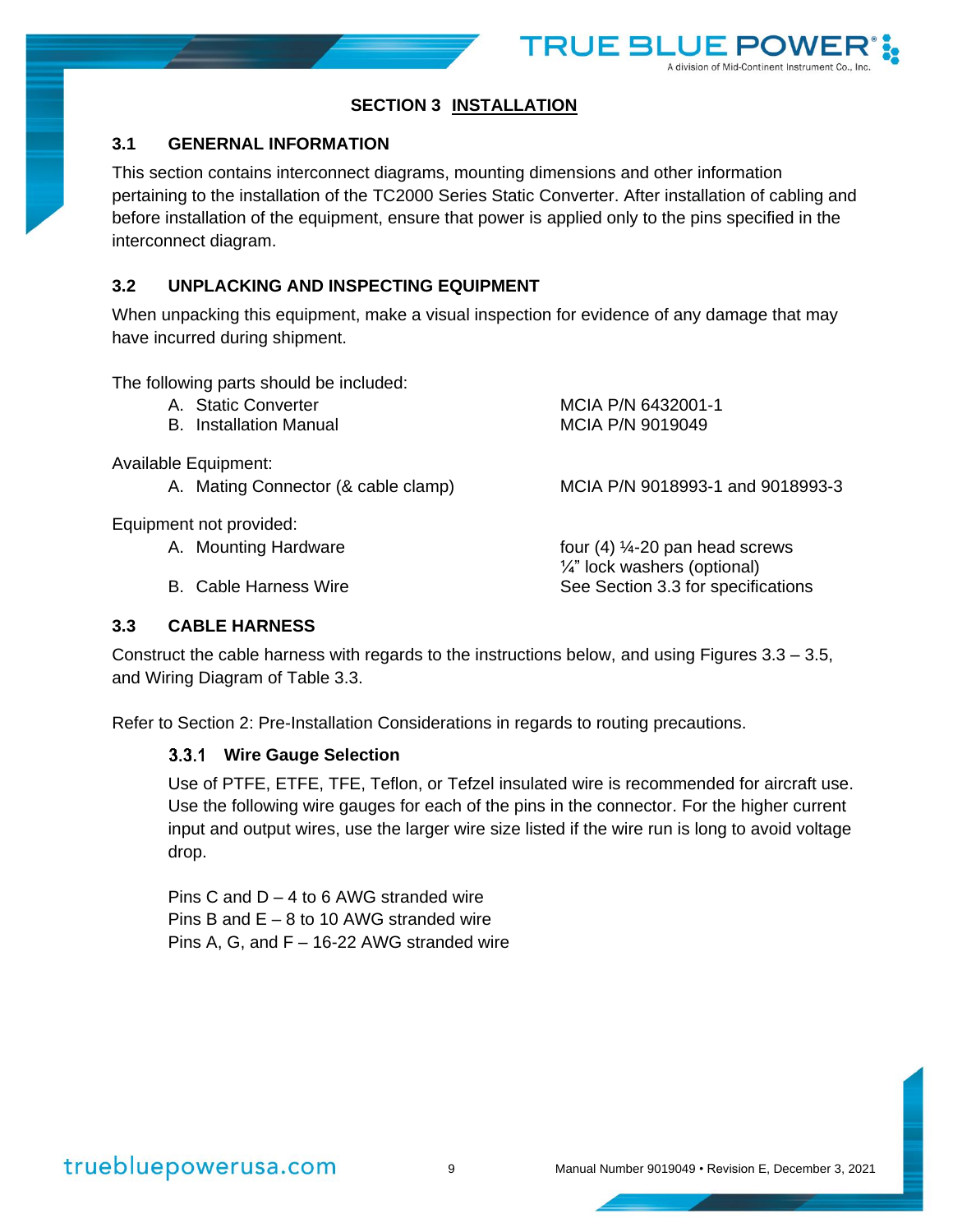# SECTION 3 INSTALLATION

## 3.1 GENERNAL INFORMATION

This section contains interconnect diagrams, mounting dimensions and other information pertaining to the installation of the TC2000 Series Static Converter. After installation of cabling and before installation of the equipment, ensure that power is applied only to the pins specified in the interconnect diagram.

## 3.2 UNPLACKING AND INSPECTING EQUIPMENT

When unpacking this equipment, make a visual inspection for evidence of any damage that may have incurred during shipment.

The following parts should be included:

| | |
|---|---|
| A. Static Converter | MCIA P/N 6432001-1 |
| B. Installation Manual | MCIA P/N 9019049 |

Available Equipment:

| | |
|---|---|
| A. Mating Connector (& cable clamp) | MCIA P/N 9018993-1 and 9018993-3 |

Equipment not provided:

| | |
|---|---|
| A. Mounting Hardware | four (4) ¼-20 pan head screws<br>¼" lock washers (optional) |
| B. Cable Harness Wire | See Section 3.3 for specifications |

## 3.3 CABLE HARNESS

Construct the cable harness with regards to the instructions below, and using Figures 3.3 – 3.5, and Wiring Diagram of Table 3.3.

Refer to Section 2: Pre-Installation Considerations in regards to routing precautions.

### 3.3.1 Wire Gauge Selection

Use of PTFE, ETFE, TFE, Teflon, or Tefzel insulated wire is recommended for aircraft use. Use the following wire gauges for each of the pins in the connector. For the higher current input and output wires, use the larger wire size listed if the wire run is long to avoid voltage drop.

Pins C and D – 4 to 6 AWG stranded wire
Pins B and E – 8 to 10 AWG stranded wire
Pins A, G, and F – 16-22 AWG stranded wire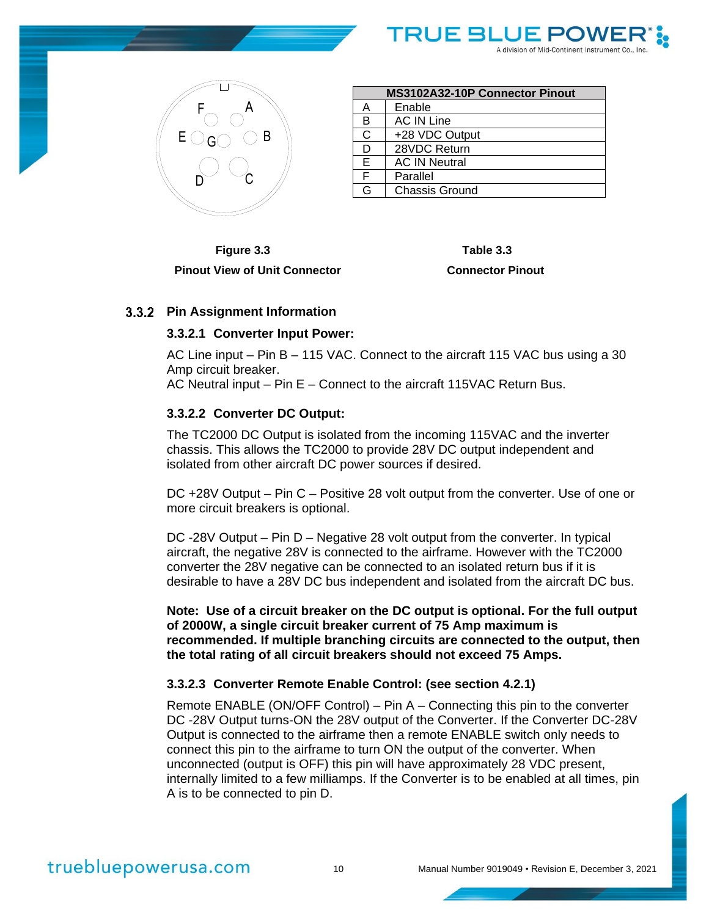F A
E G B
D C

| MS3102A32-10P Connector Pinout | |
|---|---|
| A | Enable |
| B | AC IN Line |
| C | +28 VDC Output |
| D | 28VDC Return |
| E | AC IN Neutral |
| F | Parallel |
| G | Chassis Ground |

**Figure 3.3**

**Pinout View of Unit Connector**

**Table 3.3**

**Connector Pinout**

### 3.3.2 Pin Assignment Information

#### 3.3.2.1 Converter Input Power:

AC Line input – Pin B – 115 VAC. Connect to the aircraft 115 VAC bus using a 30 Amp circuit breaker.
AC Neutral input – Pin E – Connect to the aircraft 115VAC Return Bus.

#### 3.3.2.2 Converter DC Output:

The TC2000 DC Output is isolated from the incoming 115VAC and the inverter chassis. This allows the TC2000 to provide 28V DC output independent and isolated from other aircraft DC power sources if desired.

DC +28V Output – Pin C – Positive 28 volt output from the converter. Use of one or more circuit breakers is optional.

DC -28V Output – Pin D – Negative 28 volt output from the converter. In typical aircraft, the negative 28V is connected to the airframe. However with the TC2000 converter the 28V negative can be connected to an isolated return bus if it is desirable to have a 28V DC bus independent and isolated from the aircraft DC bus.

**Note: Use of a circuit breaker on the DC output is optional. For the full output of 2000W, a single circuit breaker current of 75 Amp maximum is recommended. If multiple branching circuits are connected to the output, then the total rating of all circuit breakers should not exceed 75 Amps.**

#### 3.3.2.3 Converter Remote Enable Control: (see section 4.2.1)

Remote ENABLE (ON/OFF Control) – Pin A – Connecting this pin to the converter DC -28V Output turns-ON the 28V output of the Converter. If the Converter DC-28V Output is connected to the airframe then a remote ENABLE switch only needs to connect this pin to the airframe to turn ON the output of the converter. When unconnected (output is OFF) this pin will have approximately 28 VDC present, internally limited to a few milliamps. If the Converter is to be enabled at all times, pin A is to be connected to pin D.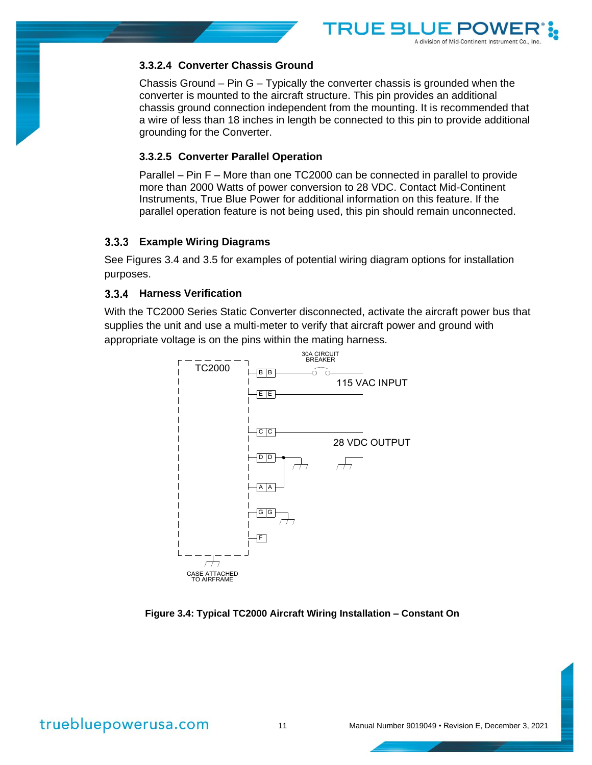#### 3.3.2.4 Converter Chassis Ground

Chassis Ground – Pin G – Typically the converter chassis is grounded when the converter is mounted to the aircraft structure. This pin provides an additional chassis ground connection independent from the mounting. It is recommended that a wire of less than 18 inches in length be connected to this pin to provide additional grounding for the Converter.

#### 3.3.2.5 Converter Parallel Operation

Parallel – Pin F – More than one TC2000 can be connected in parallel to provide more than 2000 Watts of power conversion to 28 VDC. Contact Mid-Continent Instruments, True Blue Power for additional information on this feature. If the parallel operation feature is not being used, this pin should remain unconnected.

### 3.3.3 Example Wiring Diagrams

See Figures 3.4 and 3.5 for examples of potential wiring diagram options for installation purposes.

### 3.3.4 Harness Verification

With the TC2000 Series Static Converter disconnected, activate the aircraft power bus that supplies the unit and use a multi-meter to verify that aircraft power and ground with appropriate voltage is on the pins within the mating harness.

TC2000

B B — 30A CIRCUIT BREAKER — 115 VAC INPUT
E E

C C — 28 VDC OUTPUT
D D
A A
G G
F

CASE ATTACHED TO AIRFRAME

**Figure 3.4: Typical TC2000 Aircraft Wiring Installation – Constant On**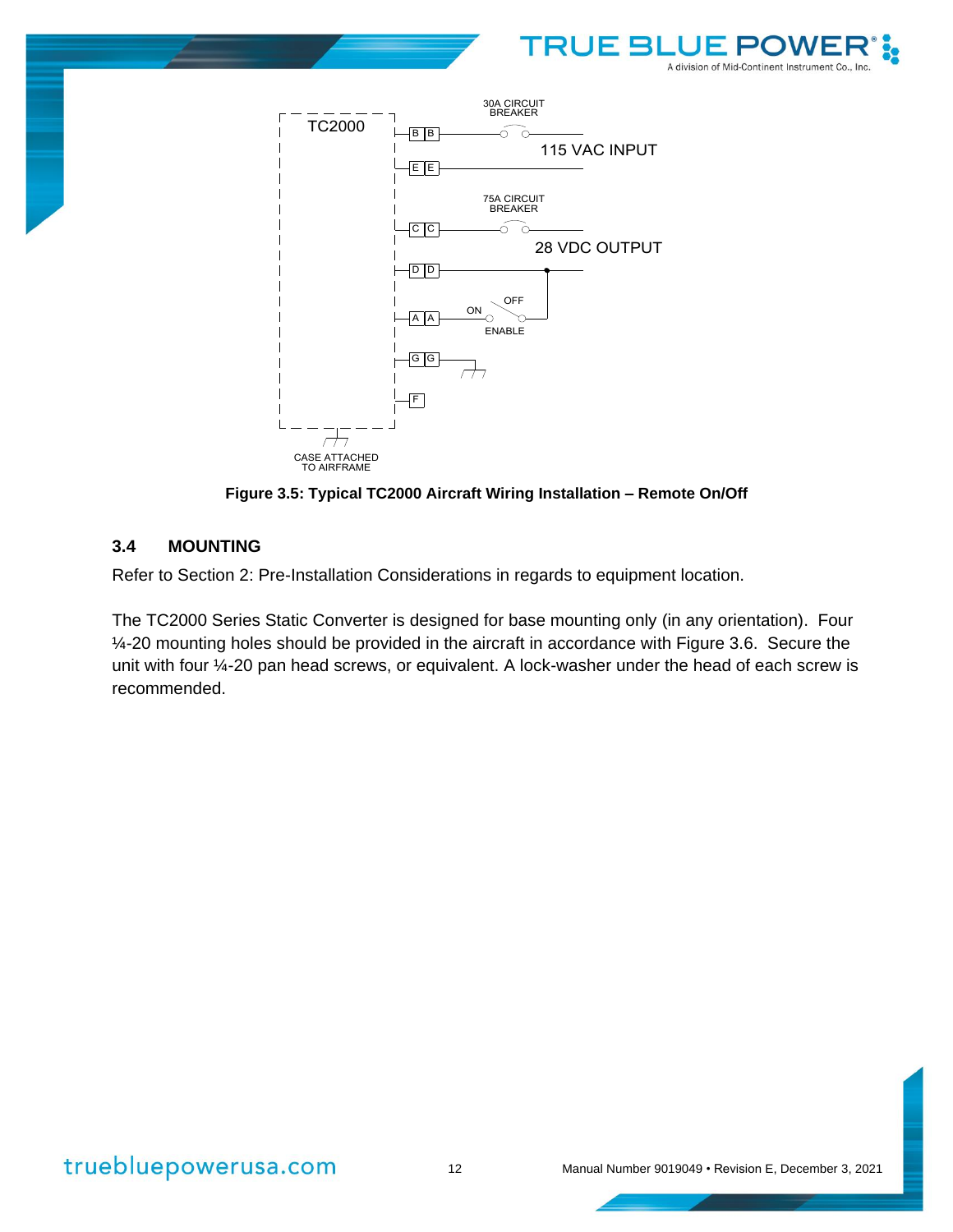**Figure 3.5: Typical TC2000 Aircraft Wiring Installation – Remote On/Off**

### 3.4 MOUNTING

Refer to Section 2: Pre-Installation Considerations in regards to equipment location.

The TC2000 Series Static Converter is designed for base mounting only (in any orientation). Four ¼-20 mounting holes should be provided in the aircraft in accordance with Figure 3.6. Secure the unit with four ¼-20 pan head screws, or equivalent. A lock-washer under the head of each screw is recommended.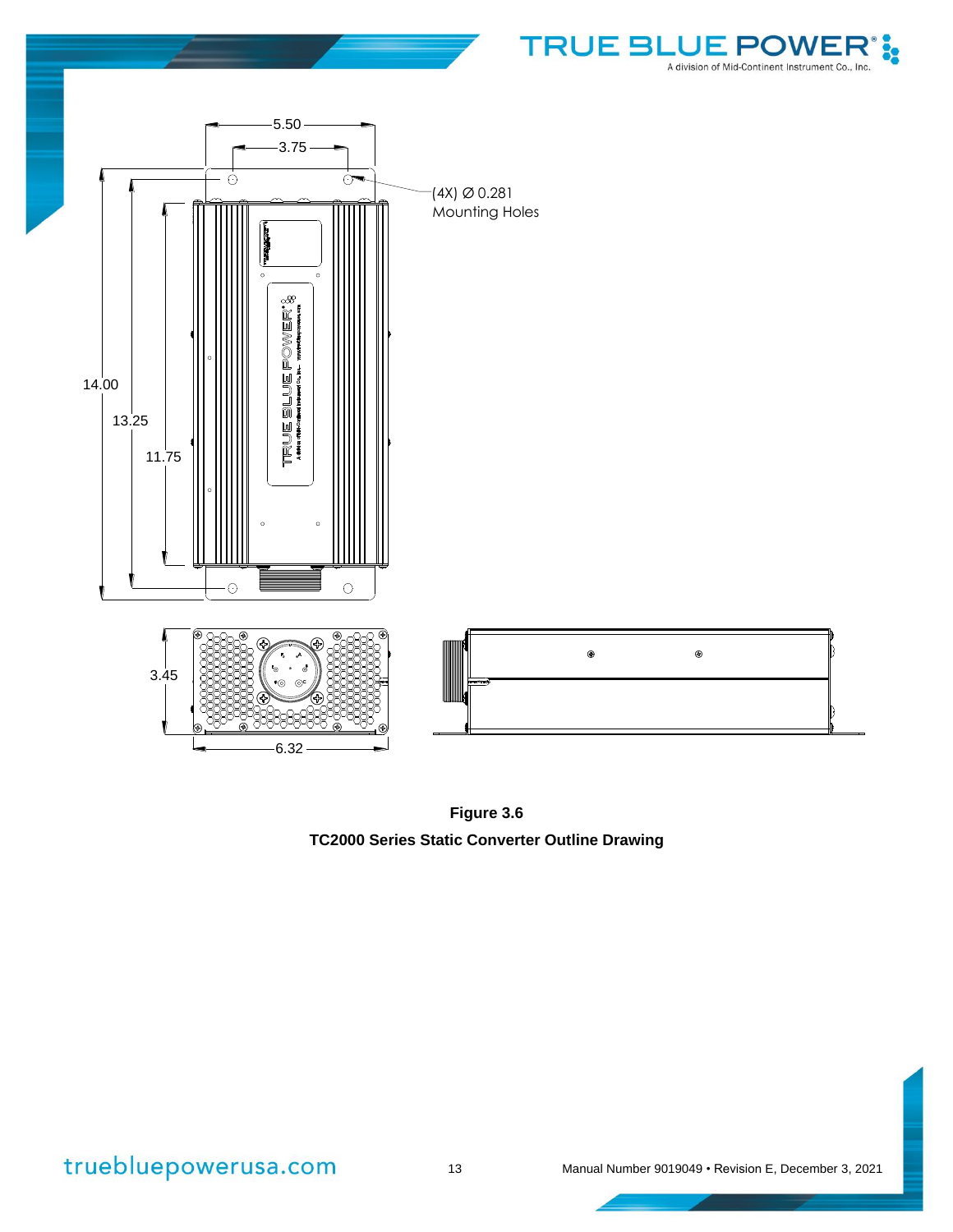5.50

3.75

(4X) Ø 0.281
Mounting Holes

14.00

13.25

11.75

3.45

6.32

**Figure 3.6**

**TC2000 Series Static Converter Outline Drawing**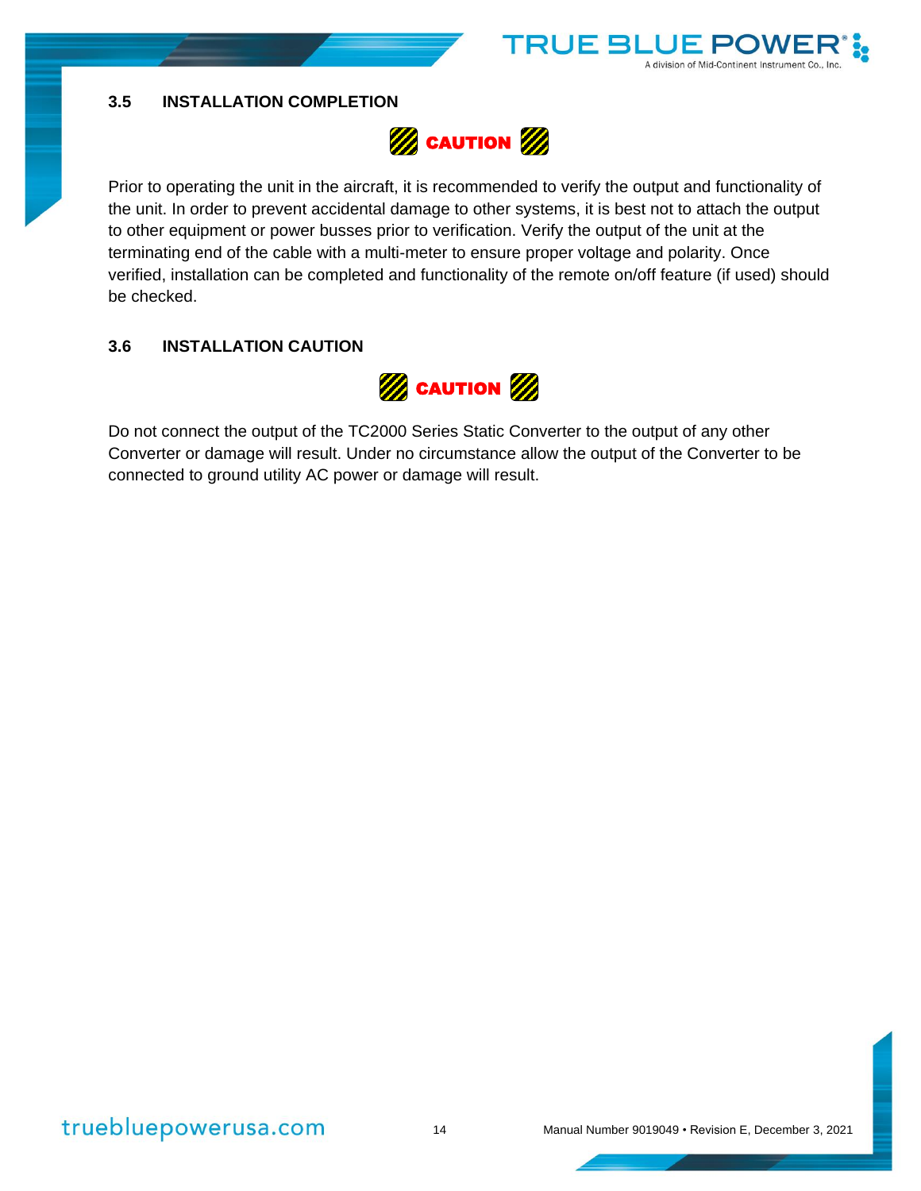## 3.5 INSTALLATION COMPLETION

**CAUTION**

Prior to operating the unit in the aircraft, it is recommended to verify the output and functionality of the unit. In order to prevent accidental damage to other systems, it is best not to attach the output to other equipment or power busses prior to verification. Verify the output of the unit at the terminating end of the cable with a multi-meter to ensure proper voltage and polarity. Once verified, installation can be completed and functionality of the remote on/off feature (if used) should be checked.

## 3.6 INSTALLATION CAUTION

**CAUTION**

Do not connect the output of the TC2000 Series Static Converter to the output of any other Converter or damage will result. Under no circumstance allow the output of the Converter to be connected to ground utility AC power or damage will result.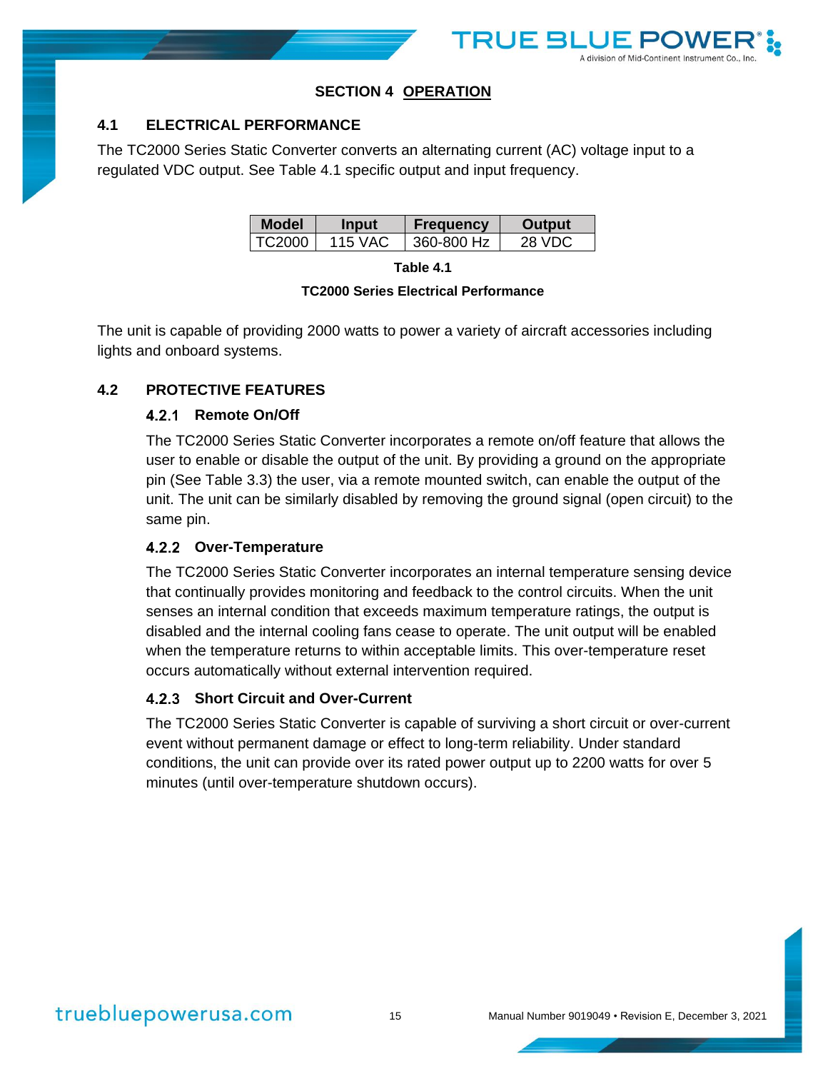# SECTION 4 OPERATION

## 4.1 ELECTRICAL PERFORMANCE

The TC2000 Series Static Converter converts an alternating current (AC) voltage input to a regulated VDC output. See Table 4.1 specific output and input frequency.

| Model | Input | Frequency | Output |
|---|---|---|---|
| TC2000 | 115 VAC | 360-800 Hz | 28 VDC |

**Table 4.1**

**TC2000 Series Electrical Performance**

The unit is capable of providing 2000 watts to power a variety of aircraft accessories including lights and onboard systems.

## 4.2 PROTECTIVE FEATURES

### 4.2.1 Remote On/Off

The TC2000 Series Static Converter incorporates a remote on/off feature that allows the user to enable or disable the output of the unit. By providing a ground on the appropriate pin (See Table 3.3) the user, via a remote mounted switch, can enable the output of the unit. The unit can be similarly disabled by removing the ground signal (open circuit) to the same pin.

### 4.2.2 Over-Temperature

The TC2000 Series Static Converter incorporates an internal temperature sensing device that continually provides monitoring and feedback to the control circuits. When the unit senses an internal condition that exceeds maximum temperature ratings, the output is disabled and the internal cooling fans cease to operate. The unit output will be enabled when the temperature returns to within acceptable limits. This over-temperature reset occurs automatically without external intervention required.

### 4.2.3 Short Circuit and Over-Current

The TC2000 Series Static Converter is capable of surviving a short circuit or over-current event without permanent damage or effect to long-term reliability. Under standard conditions, the unit can provide over its rated power output up to 2200 watts for over 5 minutes (until over-temperature shutdown occurs).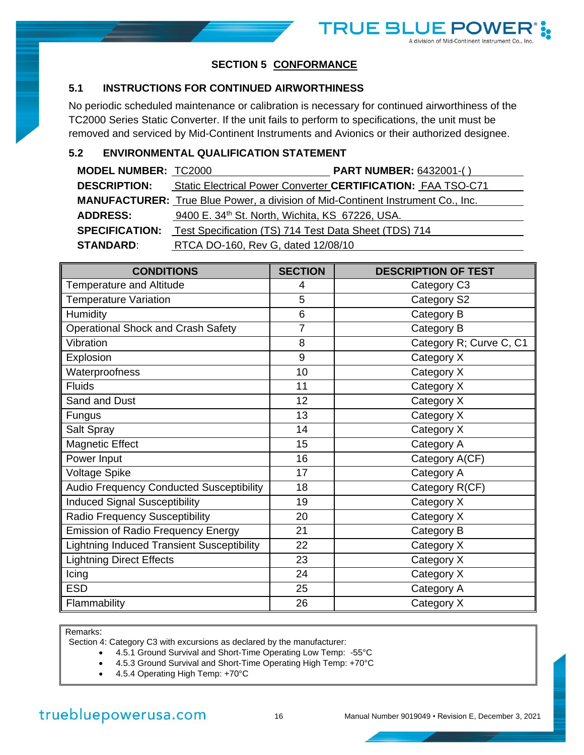# SECTION 5 CONFORMANCE

## 5.1 INSTRUCTIONS FOR CONTINUED AIRWORTHINESS

No periodic scheduled maintenance or calibration is necessary for continued airworthiness of the TC2000 Series Static Converter. If the unit fails to perform to specifications, the unit must be removed and serviced by Mid-Continent Instruments and Avionics or their authorized designee.

## 5.2 ENVIRONMENTAL QUALIFICATION STATEMENT

**MODEL NUMBER:** TC2000 **PART NUMBER:** 6432001-( )
**DESCRIPTION:** Static Electrical Power Converter **CERTIFICATION:** FAA TSO-C71
**MANUFACTURER:** True Blue Power, a division of Mid-Continent Instrument Co., Inc.
**ADDRESS:** 9400 E. 34th St. North, Wichita, KS 67226, USA.
**SPECIFICATION:** Test Specification (TS) 714 Test Data Sheet (TDS) 714
**STANDARD:** RTCA DO-160, Rev G, dated 12/08/10

| CONDITIONS | SECTION | DESCRIPTION OF TEST |
|---|---|---|
| Temperature and Altitude | 4 | Category C3 |
| Temperature Variation | 5 | Category S2 |
| Humidity | 6 | Category B |
| Operational Shock and Crash Safety | 7 | Category B |
| Vibration | 8 | Category R; Curve C, C1 |
| Explosion | 9 | Category X |
| Waterproofness | 10 | Category X |
| Fluids | 11 | Category X |
| Sand and Dust | 12 | Category X |
| Fungus | 13 | Category X |
| Salt Spray | 14 | Category X |
| Magnetic Effect | 15 | Category A |
| Power Input | 16 | Category A(CF) |
| Voltage Spike | 17 | Category A |
| Audio Frequency Conducted Susceptibility | 18 | Category R(CF) |
| Induced Signal Susceptibility | 19 | Category X |
| Radio Frequency Susceptibility | 20 | Category X |
| Emission of Radio Frequency Energy | 21 | Category B |
| Lightning Induced Transient Susceptibility | 22 | Category X |
| Lightning Direct Effects | 23 | Category X |
| Icing | 24 | Category X |
| ESD | 25 | Category A |
| Flammability | 26 | Category X |

Remarks:
Section 4: Category C3 with excursions as declared by the manufacturer:

- 4.5.1 Ground Survival and Short-Time Operating Low Temp: -55°C
- 4.5.3 Ground Survival and Short-Time Operating High Temp: +70°C
- 4.5.4 Operating High Temp: +70°C